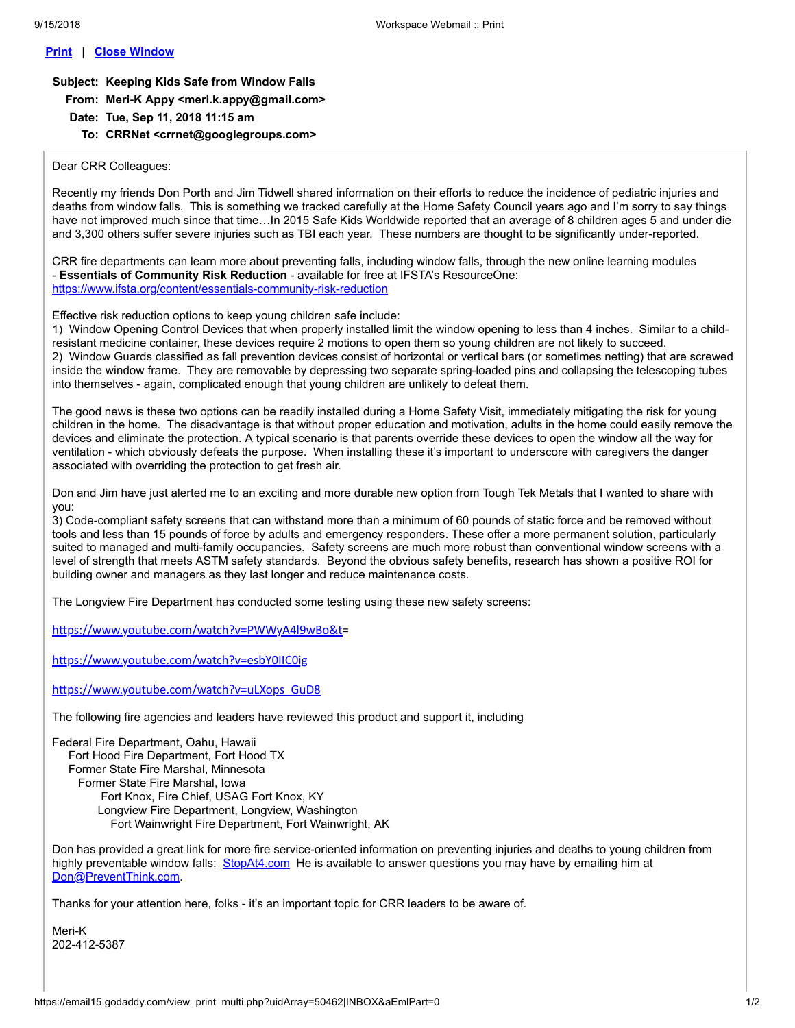**Print** | **Close Window**

**Subject:** **Keeping Kids Safe from Window Falls**
**From:** **Meri-K Appy <meri.k.appy@gmail.com>**
**Date:** **Tue, Sep 11, 2018 11:15 am**
**To:** **CRRNet <crrnet@googlegroups.com>**

Dear CRR Colleagues:

Recently my friends Don Porth and Jim Tidwell shared information on their efforts to reduce the incidence of pediatric injuries and deaths from window falls. This is something we tracked carefully at the Home Safety Council years ago and I'm sorry to say things have not improved much since that time…In 2015 Safe Kids Worldwide reported that an average of 8 children ages 5 and under die and 3,300 others suffer severe injuries such as TBI each year. These numbers are thought to be significantly under-reported.

CRR fire departments can learn more about preventing falls, including window falls, through the new online learning modules - **Essentials of Community Risk Reduction** - available for free at IFSTA's ResourceOne:
https://www.ifsta.org/content/essentials-community-risk-reduction

Effective risk reduction options to keep young children safe include:
1) Window Opening Control Devices that when properly installed limit the window opening to less than 4 inches. Similar to a child-resistant medicine container, these devices require 2 motions to open them so young children are not likely to succeed.
2) Window Guards classified as fall prevention devices consist of horizontal or vertical bars (or sometimes netting) that are screwed inside the window frame. They are removable by depressing two separate spring-loaded pins and collapsing the telescoping tubes into themselves - again, complicated enough that young children are unlikely to defeat them.

The good news is these two options can be readily installed during a Home Safety Visit, immediately mitigating the risk for young children in the home. The disadvantage is that without proper education and motivation, adults in the home could easily remove the devices and eliminate the protection. A typical scenario is that parents override these devices to open the window all the way for ventilation - which obviously defeats the purpose. When installing these it's important to underscore with caregivers the danger associated with overriding the protection to get fresh air.

Don and Jim have just alerted me to an exciting and more durable new option from Tough Tek Metals that I wanted to share with you:
3) Code-compliant safety screens that can withstand more than a minimum of 60 pounds of static force and be removed without tools and less than 15 pounds of force by adults and emergency responders. These offer a more permanent solution, particularly suited to managed and multi-family occupancies. Safety screens are much more robust than conventional window screens with a level of strength that meets ASTM safety standards. Beyond the obvious safety benefits, research has shown a positive ROI for building owner and managers as they last longer and reduce maintenance costs.

The Longview Fire Department has conducted some testing using these new safety screens:

https://www.youtube.com/watch?v=PWWyA4l9wBo&t=

https://www.youtube.com/watch?v=esbY0lIC0ig

https://www.youtube.com/watch?v=uLXops_GuD8

The following fire agencies and leaders have reviewed this product and support it, including

Federal Fire Department, Oahu, Hawaii
Fort Hood Fire Department, Fort Hood TX
Former State Fire Marshal, Minnesota
Former State Fire Marshal, Iowa
Fort Knox, Fire Chief, USAG Fort Knox, KY
Longview Fire Department, Longview, Washington
Fort Wainwright Fire Department, Fort Wainwright, AK

Don has provided a great link for more fire service-oriented information on preventing injuries and deaths to young children from highly preventable window falls: StopAt4.com He is available to answer questions you may have by emailing him at Don@PreventThink.com.

Thanks for your attention here, folks - it's an important topic for CRR leaders to be aware of.

Meri-K
202-412-5387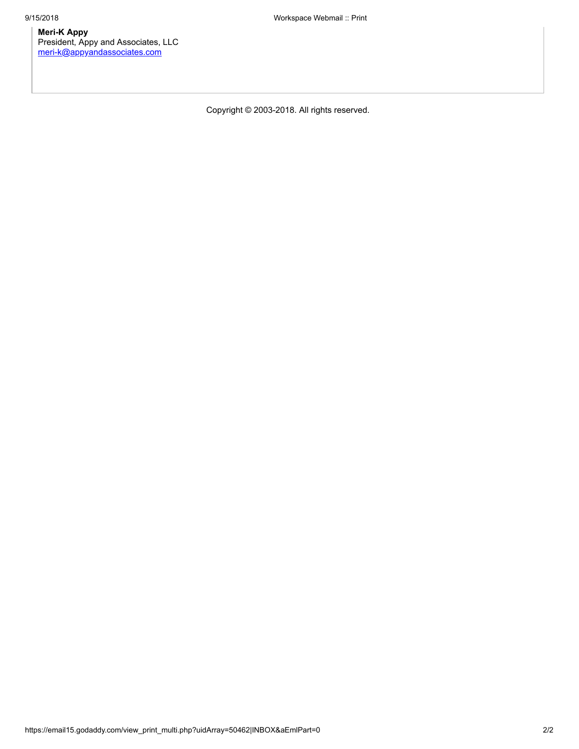**Meri-K Appy**
President, Appy and Associates, LLC
meri-k@appyandassociates.com

Copyright © 2003-2018. All rights reserved.